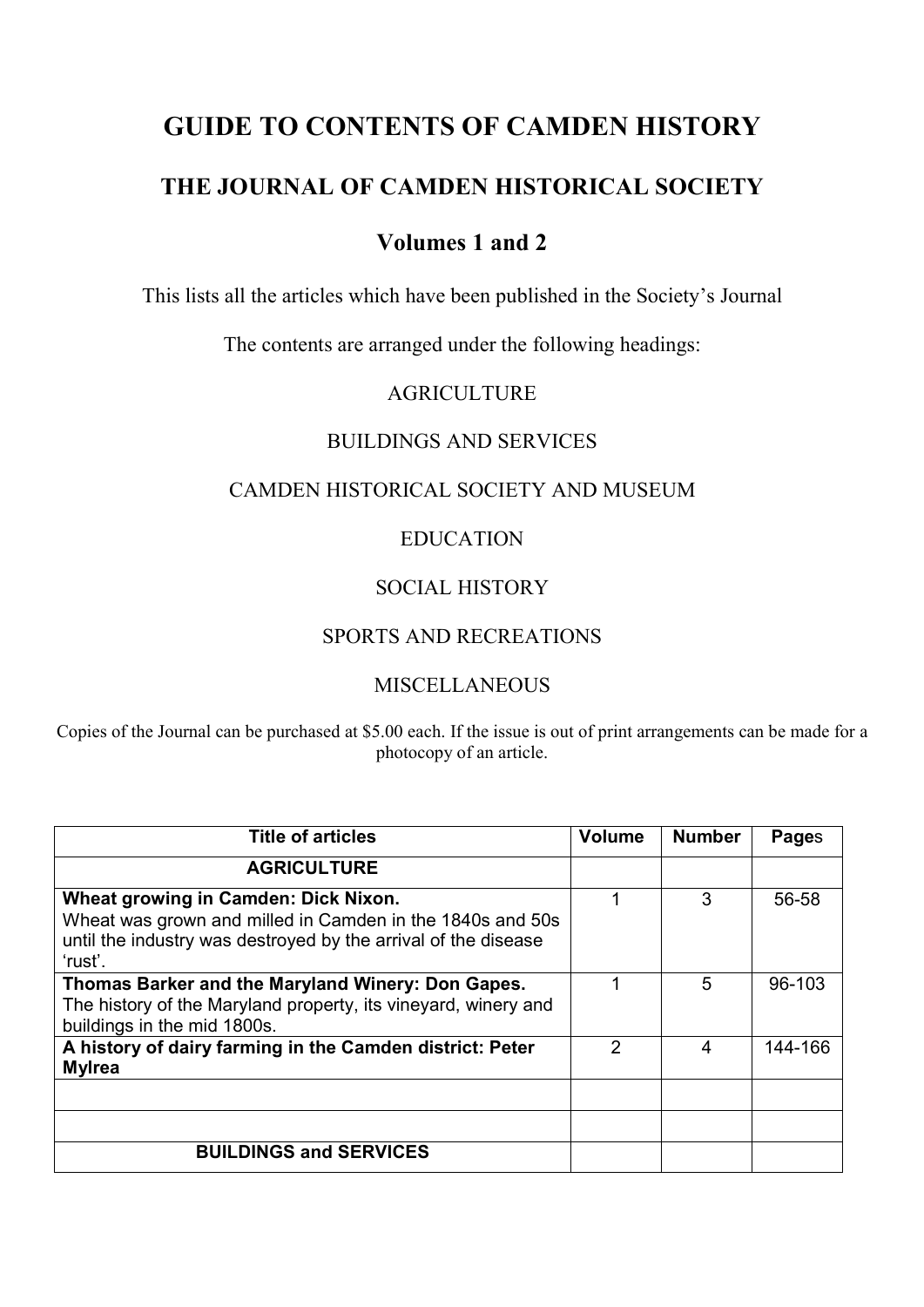# GUIDE TO CONTENTS OF CAMDEN HISTORY

## THE JOURNAL OF CAMDEN HISTORICAL SOCIETY

### Volumes 1 and 2

This lists all the articles which have been published in the Society's Journal

The contents are arranged under the following headings:

AGRICULTURE

BUILDINGS AND SERVICES

CAMDEN HISTORICAL SOCIETY AND MUSEUM

EDUCATION

SOCIAL HISTORY

SPORTS AND RECREATIONS

MISCELLANEOUS

Copies of the Journal can be purchased at $5.00 each. If the issue is out of print arrangements can be made for a photocopy of an article.

| Title of articles | Volume | Number | Pages |
|---|---|---|---|
| **AGRICULTURE** | | | |
| **Wheat growing in Camden: Dick Nixon.** Wheat was grown and milled in Camden in the 1840s and 50s until the industry was destroyed by the arrival of the disease 'rust'. | 1 | 3 | 56-58 |
| **Thomas Barker and the Maryland Winery: Don Gapes.** The history of the Maryland property, its vineyard, winery and buildings in the mid 1800s. | 1 | 5 | 96-103 |
| **A history of dairy farming in the Camden district: Peter Mylrea** | 2 | 4 | 144-166 |
| | | | |
| | | | |
| **BUILDINGS and SERVICES** | | | |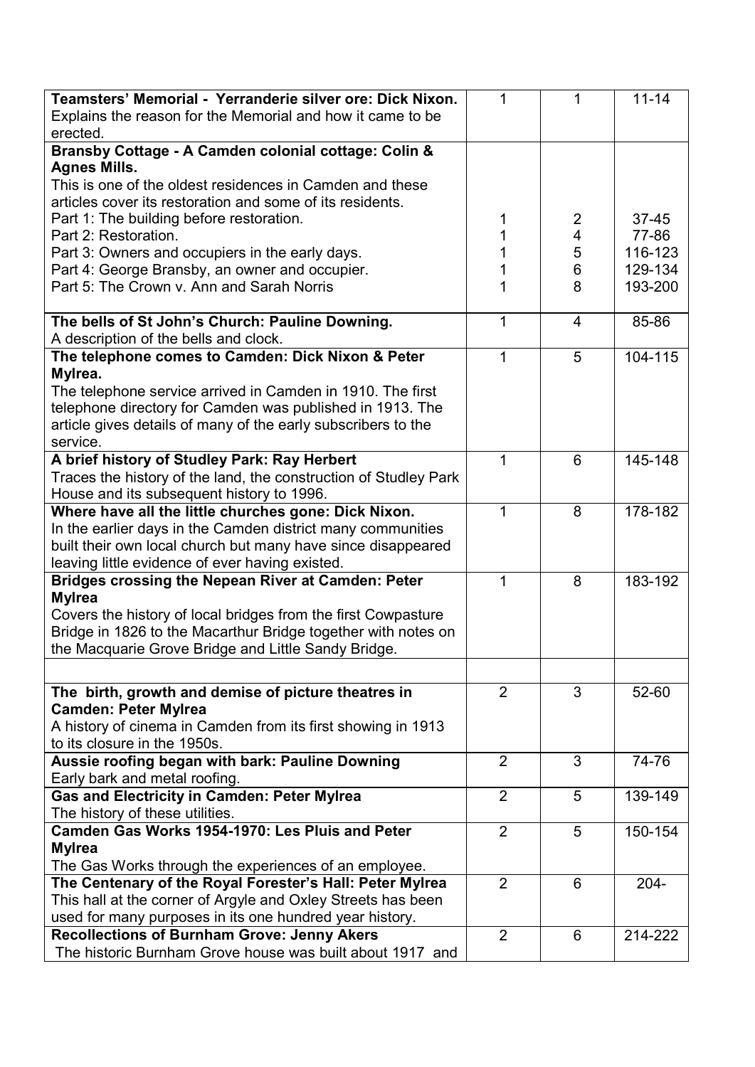| | | | |
|---|---|---|---|
| **Teamsters' Memorial - Yerranderie silver ore: Dick Nixon.** Explains the reason for the Memorial and how it came to be erected. | 1 | 1 | 11-14 |
| **Bransby Cottage - A Camden colonial cottage: Colin & Agnes Mills.** This is one of the oldest residences in Camden and these articles cover its restoration and some of its residents. | | | |
| Part 1: The building before restoration. | 1 | 2 | 37-45 |
| Part 2: Restoration. | 1 | 4 | 77-86 |
| Part 3: Owners and occupiers in the early days. | 1 | 5 | 116-123 |
| Part 4: George Bransby, an owner and occupier. | 1 | 6 | 129-134 |
| Part 5: The Crown v. Ann and Sarah Norris | 1 | 8 | 193-200 |
| **The bells of St John's Church: Pauline Downing.** A description of the bells and clock. | 1 | 4 | 85-86 |
| **The telephone comes to Camden: Dick Nixon & Peter Mylrea.** The telephone service arrived in Camden in 1910. The first telephone directory for Camden was published in 1913. The article gives details of many of the early subscribers to the service. | 1 | 5 | 104-115 |
| **A brief history of Studley Park: Ray Herbert** Traces the history of the land, the construction of Studley Park House and its subsequent history to 1996. | 1 | 6 | 145-148 |
| **Where have all the little churches gone: Dick Nixon.** In the earlier days in the Camden district many communities built their own local church but many have since disappeared leaving little evidence of ever having existed. | 1 | 8 | 178-182 |
| **Bridges crossing the Nepean River at Camden: Peter Mylrea** Covers the history of local bridges from the first Cowpasture Bridge in 1826 to the Macarthur Bridge together with notes on the Macquarie Grove Bridge and Little Sandy Bridge. | 1 | 8 | 183-192 |
| | | | |
| **The birth, growth and demise of picture theatres in Camden: Peter Mylrea** A history of cinema in Camden from its first showing in 1913 to its closure in the 1950s. | 2 | 3 | 52-60 |
| **Aussie roofing began with bark: Pauline Downing** Early bark and metal roofing. | 2 | 3 | 74-76 |
| **Gas and Electricity in Camden: Peter Mylrea** The history of these utilities. | 2 | 5 | 139-149 |
| **Camden Gas Works 1954-1970: Les Pluis and Peter Mylrea** The Gas Works through the experiences of an employee. | 2 | 5 | 150-154 |
| **The Centenary of the Royal Forester's Hall: Peter Mylrea** This hall at the corner of Argyle and Oxley Streets has been used for many purposes in its one hundred year history. | 2 | 6 | 204- |
| **Recollections of Burnham Grove: Jenny Akers** The historic Burnham Grove house was built about 1917 and | 2 | 6 | 214-222 |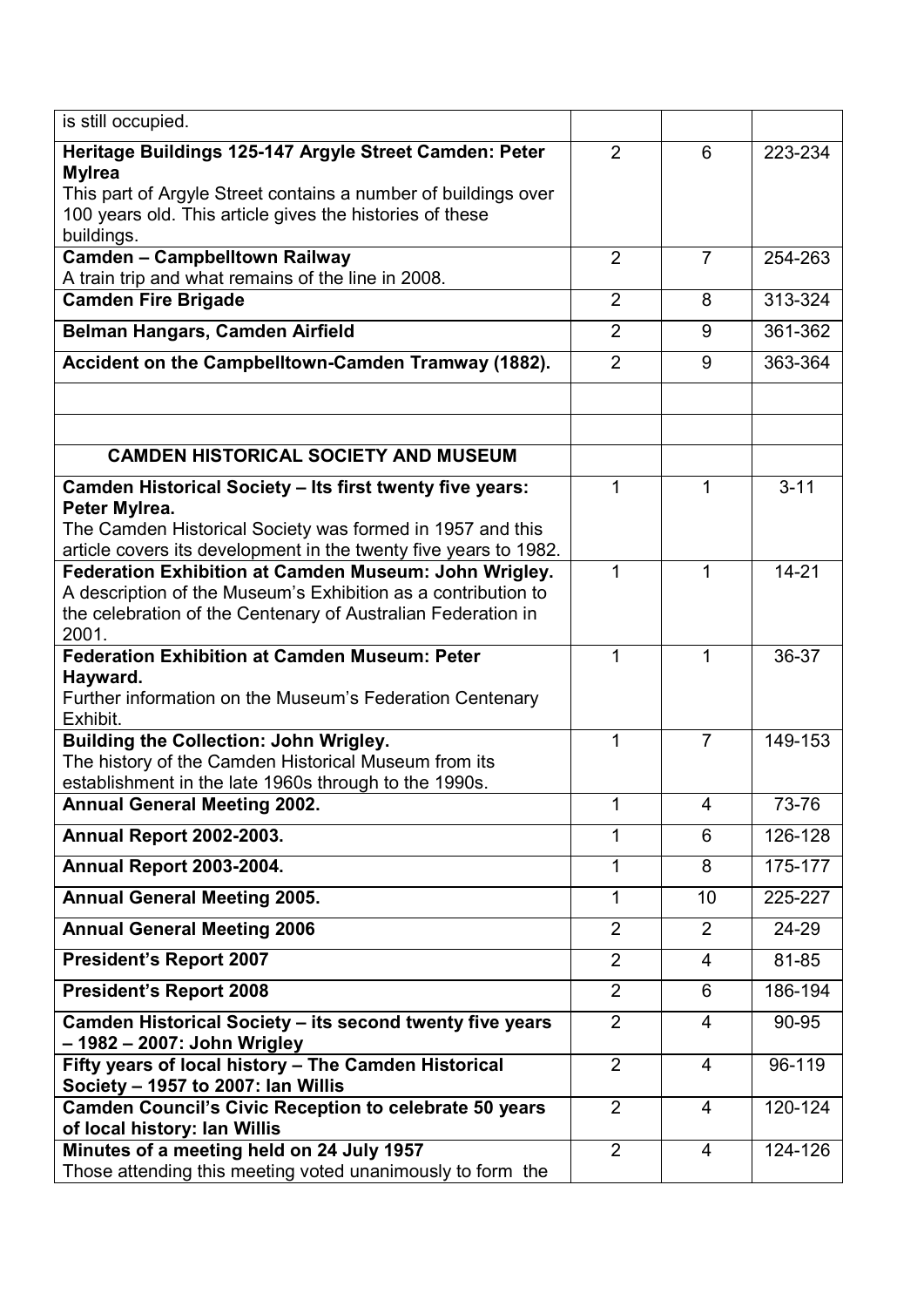| | | | |
|---|---|---|---|
| is still occupied. | | | |
| **Heritage Buildings 125-147 Argyle Street Camden: Peter Mylrea** This part of Argyle Street contains a number of buildings over 100 years old. This article gives the histories of these buildings. | 2 | 6 | 223-234 |
| **Camden – Campbelltown Railway** A train trip and what remains of the line in 2008. | 2 | 7 | 254-263 |
| **Camden Fire Brigade** | 2 | 8 | 313-324 |
| **Belman Hangars, Camden Airfield** | 2 | 9 | 361-362 |
| **Accident on the Campbelltown-Camden Tramway (1882).** | 2 | 9 | 363-364 |
| | | | |
| | | | |
| **CAMDEN HISTORICAL SOCIETY AND MUSEUM** | | | |
| **Camden Historical Society – Its first twenty five years: Peter Mylrea.** The Camden Historical Society was formed in 1957 and this article covers its development in the twenty five years to 1982. | 1 | 1 | 3-11 |
| **Federation Exhibition at Camden Museum: John Wrigley.** A description of the Museum's Exhibition as a contribution to the celebration of the Centenary of Australian Federation in 2001. | 1 | 1 | 14-21 |
| **Federation Exhibition at Camden Museum: Peter Hayward.** Further information on the Museum's Federation Centenary Exhibit. | 1 | 1 | 36-37 |
| **Building the Collection: John Wrigley.** The history of the Camden Historical Museum from its establishment in the late 1960s through to the 1990s. | 1 | 7 | 149-153 |
| **Annual General Meeting 2002.** | 1 | 4 | 73-76 |
| **Annual Report 2002-2003.** | 1 | 6 | 126-128 |
| **Annual Report 2003-2004.** | 1 | 8 | 175-177 |
| **Annual General Meeting 2005.** | 1 | 10 | 225-227 |
| **Annual General Meeting 2006** | 2 | 2 | 24-29 |
| **President's Report 2007** | 2 | 4 | 81-85 |
| **President's Report 2008** | 2 | 6 | 186-194 |
| **Camden Historical Society – its second twenty five years – 1982 – 2007: John Wrigley** | 2 | 4 | 90-95 |
| **Fifty years of local history – The Camden Historical Society – 1957 to 2007: Ian Willis** | 2 | 4 | 96-119 |
| **Camden Council's Civic Reception to celebrate 50 years of local history: Ian Willis** | 2 | 4 | 120-124 |
| **Minutes of a meeting held on 24 July 1957** Those attending this meeting voted unanimously to form the | 2 | 4 | 124-126 |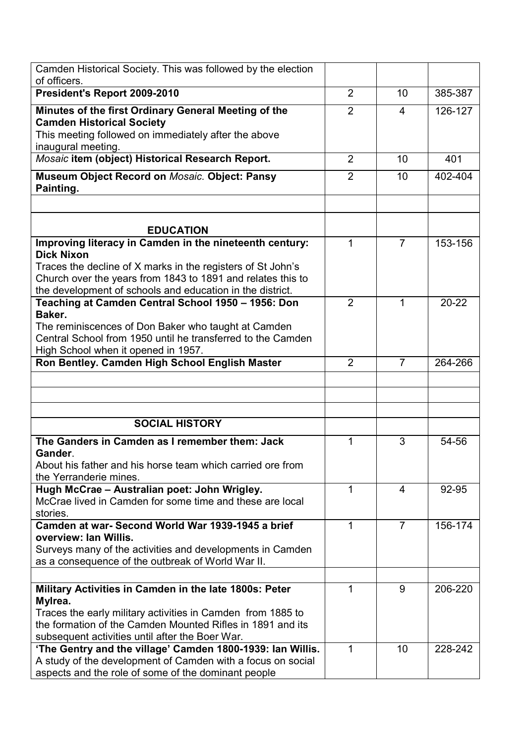| | | | |
|---|---|---|---|
| Camden Historical Society. This was followed by the election of officers. | | | |
| **President's Report 2009-2010** | 2 | 10 | 385-387 |
| **Minutes of the first Ordinary General Meeting of the Camden Historical Society**<br>This meeting followed on immediately after the above inaugural meeting. | 2 | 4 | 126-127 |
| ***Mosaic* item (object) Historical Research Report.** | 2 | 10 | 401 |
| **Museum Object Record on *Mosaic.* Object: Pansy Painting.** | 2 | 10 | 402-404 |
| | | | |
| **EDUCATION** | | | |
| **Improving literacy in Camden in the nineteenth century: Dick Nixon**<br>Traces the decline of X marks in the registers of St John's Church over the years from 1843 to 1891 and relates this to the development of schools and education in the district. | 1 | 7 | 153-156 |
| **Teaching at Camden Central School 1950 – 1956: Don Baker.**<br>The reminiscences of Don Baker who taught at Camden Central School from 1950 until he transferred to the Camden High School when it opened in 1957. | 2 | 1 | 20-22 |
| **Ron Bentley. Camden High School English Master** | 2 | 7 | 264-266 |
| | | | |
| | | | |
| | | | |
| **SOCIAL HISTORY** | | | |
| **The Ganders in Camden as I remember them: Jack Gander.**<br>About his father and his horse team which carried ore from the Yerranderie mines. | 1 | 3 | 54-56 |
| **Hugh McCrae – Australian poet: John Wrigley.**<br>McCrae lived in Camden for some time and these are local stories. | 1 | 4 | 92-95 |
| **Camden at war- Second World War 1939-1945 a brief overview: Ian Willis.**<br>Surveys many of the activities and developments in Camden as a consequence of the outbreak of World War II. | 1 | 7 | 156-174 |
| | | | |
| **Military Activities in Camden in the late 1800s: Peter Mylrea.**<br>Traces the early military activities in Camden from 1885 to the formation of the Camden Mounted Rifles in 1891 and its subsequent activities until after the Boer War. | 1 | 9 | 206-220 |
| **'The Gentry and the village' Camden 1800-1939: Ian Willis.**<br>A study of the development of Camden with a focus on social aspects and the role of some of the dominant people | 1 | 10 | 228-242 |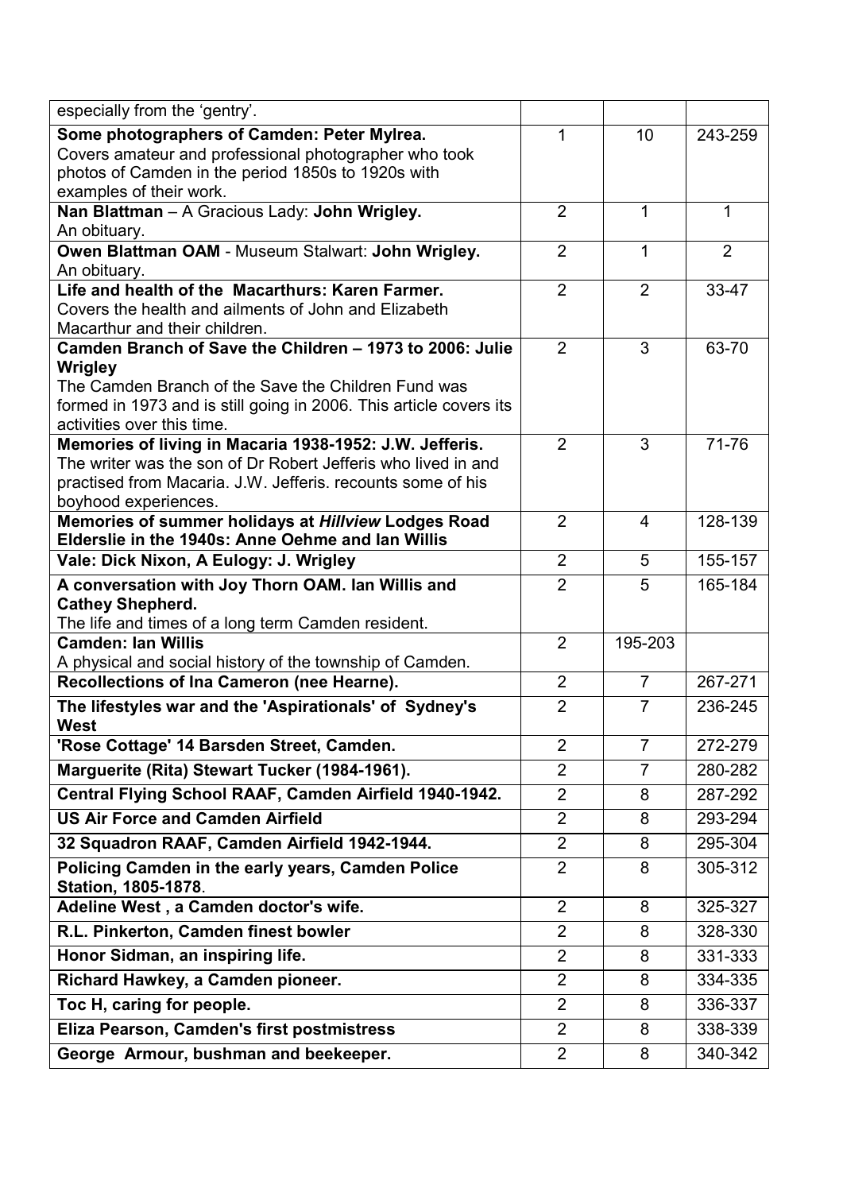| | | | |
|---|---|---|---|
| especially from the 'gentry'. | | | |
| **Some photographers of Camden: Peter Mylrea.** Covers amateur and professional photographer who took photos of Camden in the period 1850s to 1920s with examples of their work. | 1 | 10 | 243-259 |
| **Nan Blattman** – A Gracious Lady: **John Wrigley.** An obituary. | 2 | 1 | 1 |
| **Owen Blattman OAM** - Museum Stalwart: **John Wrigley.** An obituary. | 2 | 1 | 2 |
| **Life and health of the Macarthurs: Karen Farmer.** Covers the health and ailments of John and Elizabeth Macarthur and their children. | 2 | 2 | 33-47 |
| **Camden Branch of Save the Children – 1973 to 2006: Julie Wrigley** The Camden Branch of the Save the Children Fund was formed in 1973 and is still going in 2006. This article covers its activities over this time. | 2 | 3 | 63-70 |
| **Memories of living in Macaria 1938-1952: J.W. Jefferis.** The writer was the son of Dr Robert Jefferis who lived in and practised from Macaria. J.W. Jefferis. recounts some of his boyhood experiences. | 2 | 3 | 71-76 |
| **Memories of summer holidays at *Hillview* Lodges Road Elderslie in the 1940s: Anne Oehme and Ian Willis** | 2 | 4 | 128-139 |
| **Vale: Dick Nixon, A Eulogy: J. Wrigley** | 2 | 5 | 155-157 |
| **A conversation with Joy Thorn OAM. Ian Willis and Cathey Shepherd.** The life and times of a long term Camden resident. | 2 | 5 | 165-184 |
| **Camden: Ian Willis** A physical and social history of the township of Camden. | 2 | 195-203 | |
| **Recollections of Ina Cameron (nee Hearne).** | 2 | 7 | 267-271 |
| **The lifestyles war and the 'Aspirationals' of Sydney's West** | 2 | 7 | 236-245 |
| **'Rose Cottage' 14 Barsden Street, Camden.** | 2 | 7 | 272-279 |
| **Marguerite (Rita) Stewart Tucker (1984-1961).** | 2 | 7 | 280-282 |
| **Central Flying School RAAF, Camden Airfield 1940-1942.** | 2 | 8 | 287-292 |
| **US Air Force and Camden Airfield** | 2 | 8 | 293-294 |
| **32 Squadron RAAF, Camden Airfield 1942-1944.** | 2 | 8 | 295-304 |
| **Policing Camden in the early years, Camden Police Station, 1805-1878.** | 2 | 8 | 305-312 |
| **Adeline West , a Camden doctor's wife.** | 2 | 8 | 325-327 |
| **R.L. Pinkerton, Camden finest bowler** | 2 | 8 | 328-330 |
| **Honor Sidman, an inspiring life.** | 2 | 8 | 331-333 |
| **Richard Hawkey, a Camden pioneer.** | 2 | 8 | 334-335 |
| **Toc H, caring for people.** | 2 | 8 | 336-337 |
| **Eliza Pearson, Camden's first postmistress** | 2 | 8 | 338-339 |
| **George Armour, bushman and beekeeper.** | 2 | 8 | 340-342 |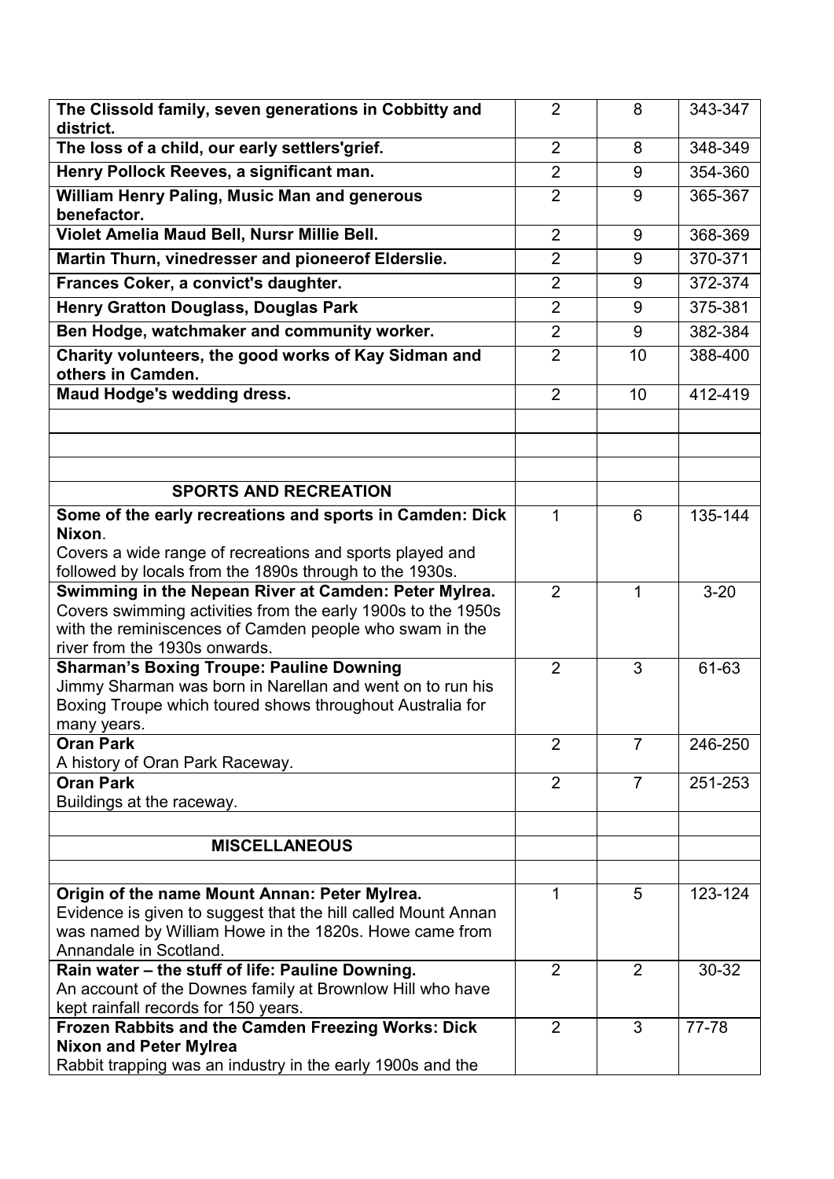| | | | |
|---|---|---|---|
| **The Clissold family, seven generations in Cobbitty and district.** | 2 | 8 | 343-347 |
| **The loss of a child, our early settlers'grief.** | 2 | 8 | 348-349 |
| **Henry Pollock Reeves, a significant man.** | 2 | 9 | 354-360 |
| **William Henry Paling, Music Man and generous benefactor.** | 2 | 9 | 365-367 |
| **Violet Amelia Maud Bell, Nursr Millie Bell.** | 2 | 9 | 368-369 |
| **Martin Thurn, vinedresser and pioneerof Elderslie.** | 2 | 9 | 370-371 |
| **Frances Coker, a convict's daughter.** | 2 | 9 | 372-374 |
| **Henry Gratton Douglass, Douglas Park** | 2 | 9 | 375-381 |
| **Ben Hodge, watchmaker and community worker.** | 2 | 9 | 382-384 |
| **Charity volunteers, the good works of Kay Sidman and others in Camden.** | 2 | 10 | 388-400 |
| **Maud Hodge's wedding dress.** | 2 | 10 | 412-419 |
| | | | |
| | | | |
| | | | |
| **SPORTS AND RECREATION** | | | |
| **Some of the early recreations and sports in Camden: Dick Nixon**. Covers a wide range of recreations and sports played and followed by locals from the 1890s through to the 1930s. | 1 | 6 | 135-144 |
| **Swimming in the Nepean River at Camden: Peter Mylrea.** Covers swimming activities from the early 1900s to the 1950s with the reminiscences of Camden people who swam in the river from the 1930s onwards. | 2 | 1 | 3-20 |
| **Sharman's Boxing Troupe: Pauline Downing** Jimmy Sharman was born in Narellan and went on to run his Boxing Troupe which toured shows throughout Australia for many years. | 2 | 3 | 61-63 |
| **Oran Park** A history of Oran Park Raceway. | 2 | 7 | 246-250 |
| **Oran Park** Buildings at the raceway. | 2 | 7 | 251-253 |
| | | | |
| **MISCELLANEOUS** | | | |
| | | | |
| **Origin of the name Mount Annan: Peter Mylrea.** Evidence is given to suggest that the hill called Mount Annan was named by William Howe in the 1820s. Howe came from Annandale in Scotland. | 1 | 5 | 123-124 |
| **Rain water – the stuff of life: Pauline Downing.** An account of the Downes family at Brownlow Hill who have kept rainfall records for 150 years. | 2 | 2 | 30-32 |
| **Frozen Rabbits and the Camden Freezing Works: Dick Nixon and Peter Mylrea** Rabbit trapping was an industry in the early 1900s and the | 2 | 3 | 77-78 |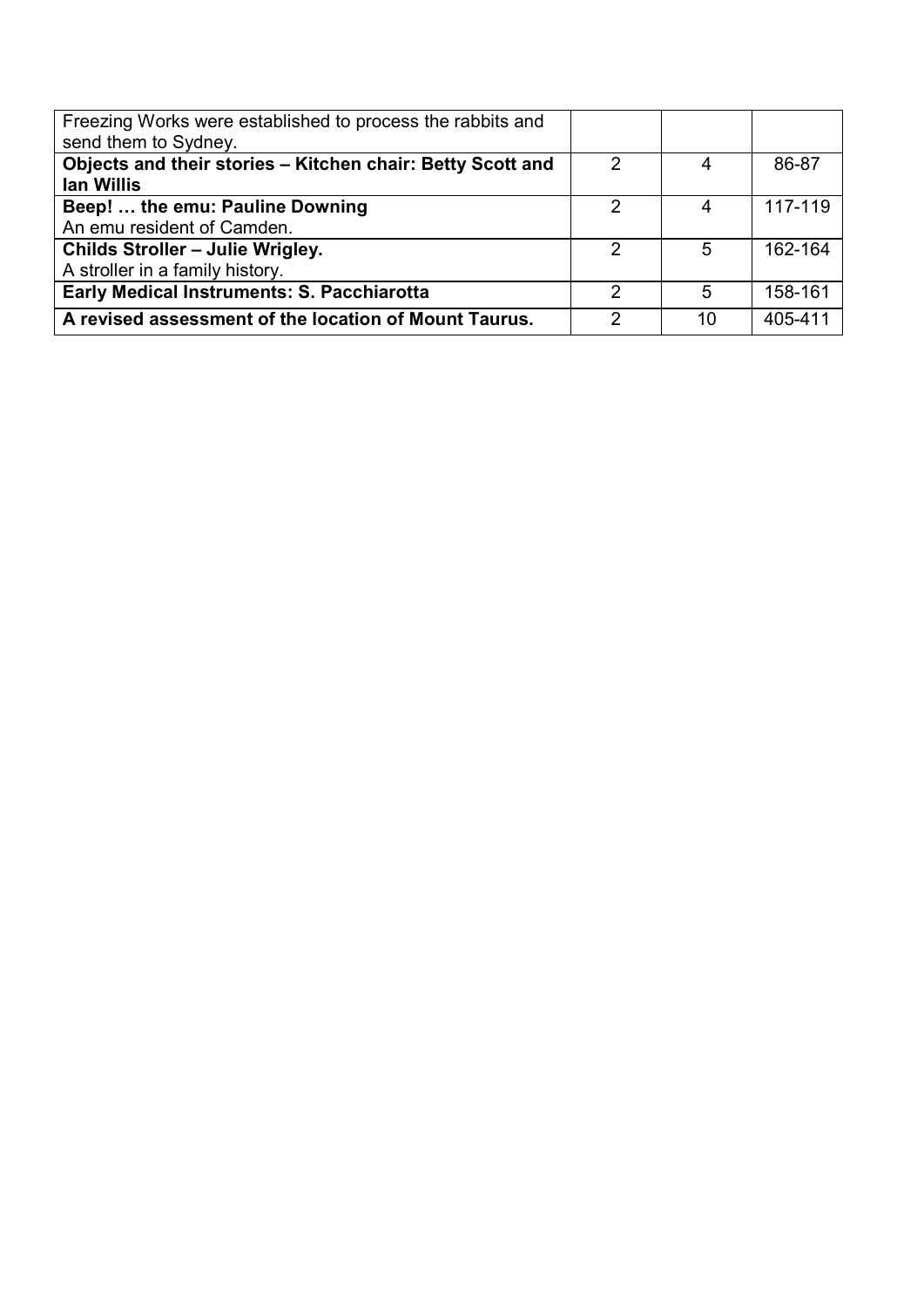| | | | |
|---|---|---|---|
| Freezing Works were established to process the rabbits and send them to Sydney. | | | |
| **Objects and their stories – Kitchen chair: Betty Scott and Ian Willis** | 2 | 4 | 86-87 |
| **Beep! … the emu: Pauline Downing** An emu resident of Camden. | 2 | 4 | 117-119 |
| **Childs Stroller – Julie Wrigley.** A stroller in a family history. | 2 | 5 | 162-164 |
| **Early Medical Instruments: S. Pacchiarotta** | 2 | 5 | 158-161 |
| **A revised assessment of the location of Mount Taurus.** | 2 | 10 | 405-411 |